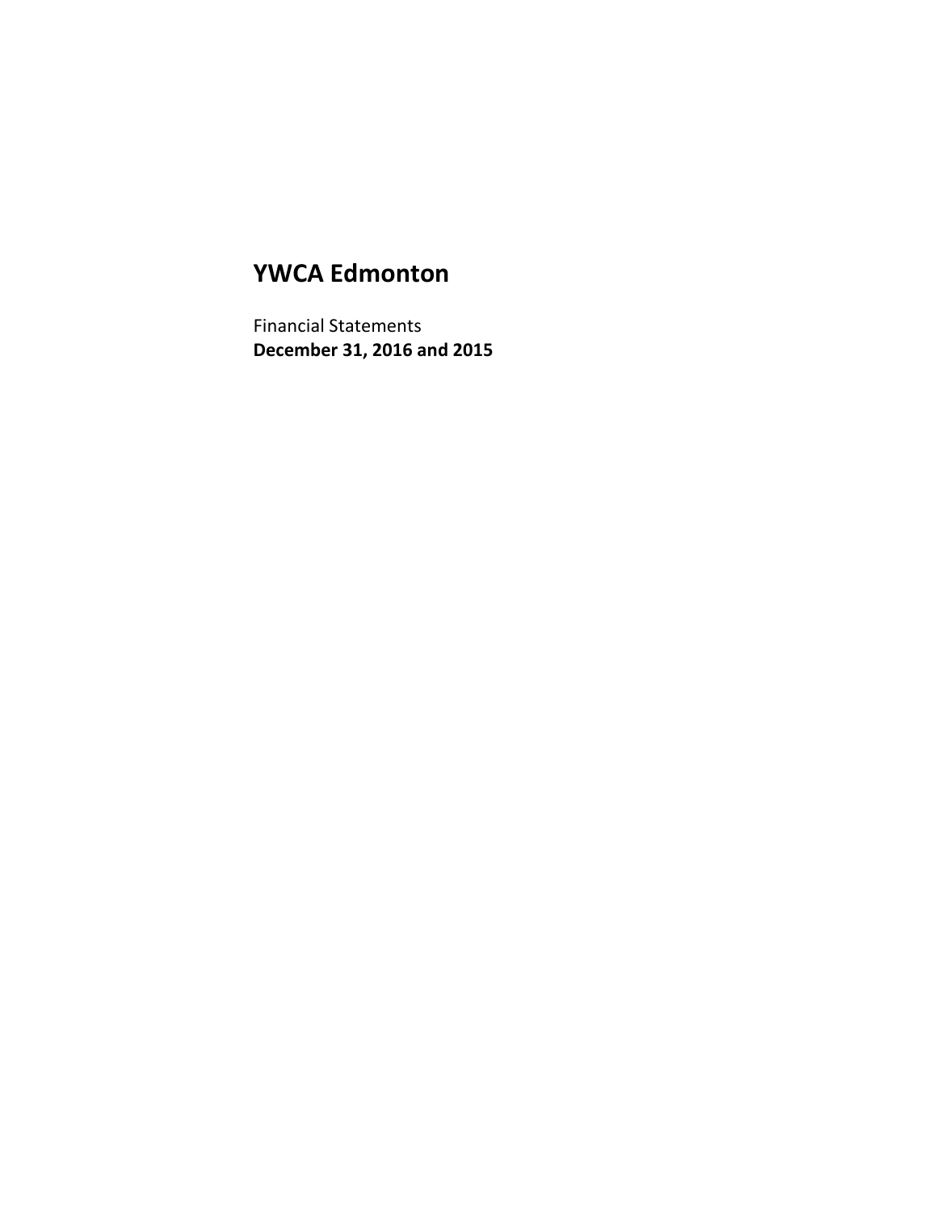# YWCA Edmonton

Financial Statements

**December 31, 2016 and 2015**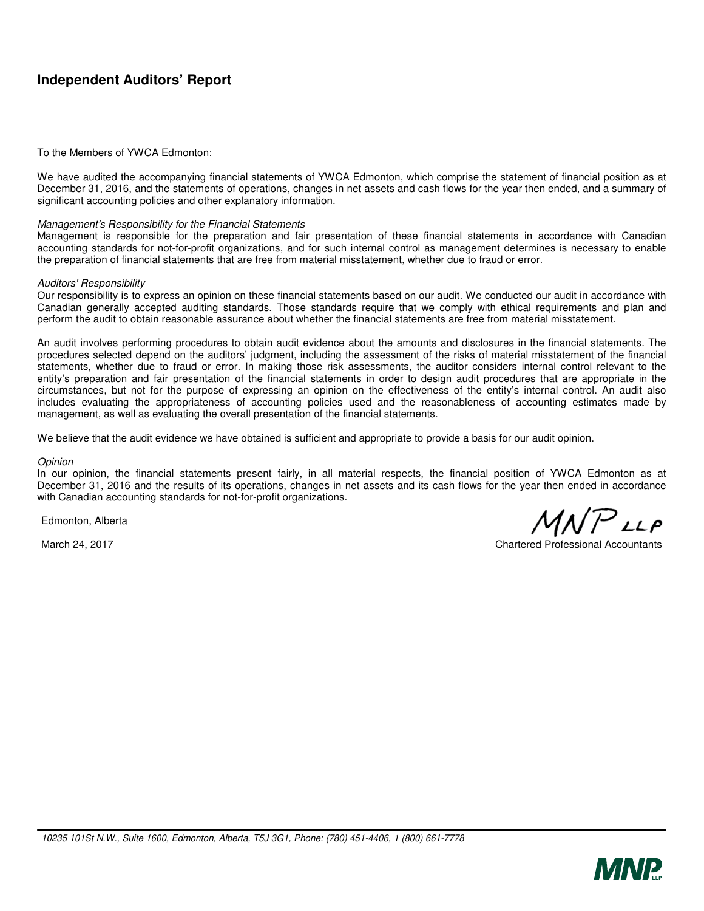## Independent Auditors' Report

To the Members of YWCA Edmonton:

We have audited the accompanying financial statements of YWCA Edmonton, which comprise the statement of financial position as at December 31, 2016, and the statements of operations, changes in net assets and cash flows for the year then ended, and a summary of significant accounting policies and other explanatory information.

*Management's Responsibility for the Financial Statements*

Management is responsible for the preparation and fair presentation of these financial statements in accordance with Canadian accounting standards for not-for-profit organizations, and for such internal control as management determines is necessary to enable the preparation of financial statements that are free from material misstatement, whether due to fraud or error.

*Auditors' Responsibility*

Our responsibility is to express an opinion on these financial statements based on our audit. We conducted our audit in accordance with Canadian generally accepted auditing standards. Those standards require that we comply with ethical requirements and plan and perform the audit to obtain reasonable assurance about whether the financial statements are free from material misstatement.

An audit involves performing procedures to obtain audit evidence about the amounts and disclosures in the financial statements. The procedures selected depend on the auditors' judgment, including the assessment of the risks of material misstatement of the financial statements, whether due to fraud or error. In making those risk assessments, the auditor considers internal control relevant to the entity's preparation and fair presentation of the financial statements in order to design audit procedures that are appropriate in the circumstances, but not for the purpose of expressing an opinion on the effectiveness of the entity's internal control. An audit also includes evaluating the appropriateness of accounting policies used and the reasonableness of accounting estimates made by management, as well as evaluating the overall presentation of the financial statements.

We believe that the audit evidence we have obtained is sufficient and appropriate to provide a basis for our audit opinion.

*Opinion*

In our opinion, the financial statements present fairly, in all material respects, the financial position of YWCA Edmonton as at December 31, 2016 and the results of its operations, changes in net assets and its cash flows for the year then ended in accordance with Canadian accounting standards for not-for-profit organizations.

Edmonton, Alberta

March 24, 2017

MNP LLP

Chartered Professional Accountants

10235 101St N.W., Suite 1600, Edmonton, Alberta, T5J 3G1, Phone: (780) 451-4406, 1 (800) 661-7778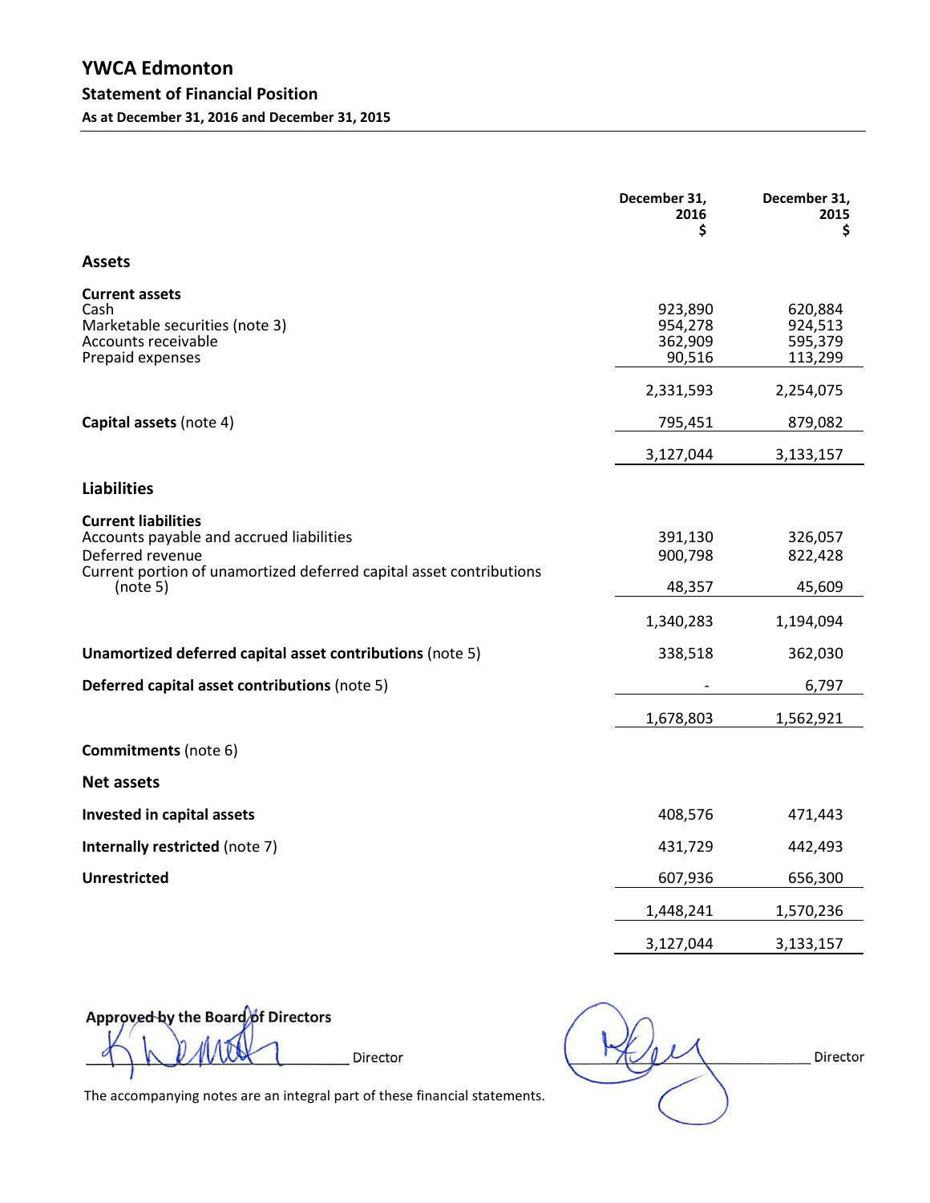# YWCA Edmonton

## Statement of Financial Position

**As at December 31, 2016 and December 31, 2015**

| | December 31, 2016 $ | December 31, 2015 $ |
|---|---|---|
| **Assets** | | |
| **Current assets** | | |
| Cash | 923,890 | 620,884 |
| Marketable securities (note 3) | 954,278 | 924,513 |
| Accounts receivable | 362,909 | 595,379 |
| Prepaid expenses | 90,516 | 113,299 |
| | 2,331,593 | 2,254,075 |
| **Capital assets** (note 4) | 795,451 | 879,082 |
| | 3,127,044 | 3,133,157 |
| **Liabilities** | | |
| **Current liabilities** | | |
| Accounts payable and accrued liabilities | 391,130 | 326,057 |
| Deferred revenue | 900,798 | 822,428 |
| Current portion of unamortized deferred capital asset contributions (note 5) | 48,357 | 45,609 |
| | 1,340,283 | 1,194,094 |
| **Unamortized deferred capital asset contributions** (note 5) | 338,518 | 362,030 |
| **Deferred capital asset contributions** (note 5) | - | 6,797 |
| | 1,678,803 | 1,562,921 |
| **Commitments** (note 6) | | |
| **Net assets** | | |
| **Invested in capital assets** | 408,576 | 471,443 |
| **Internally restricted** (note 7) | 431,729 | 442,493 |
| **Unrestricted** | 607,936 | 656,300 |
| | 1,448,241 | 1,570,236 |
| | 3,127,044 | 3,133,157 |

**Approved by the Board of Directors**

_______________ Director _______________ Director

The accompanying notes are an integral part of these financial statements.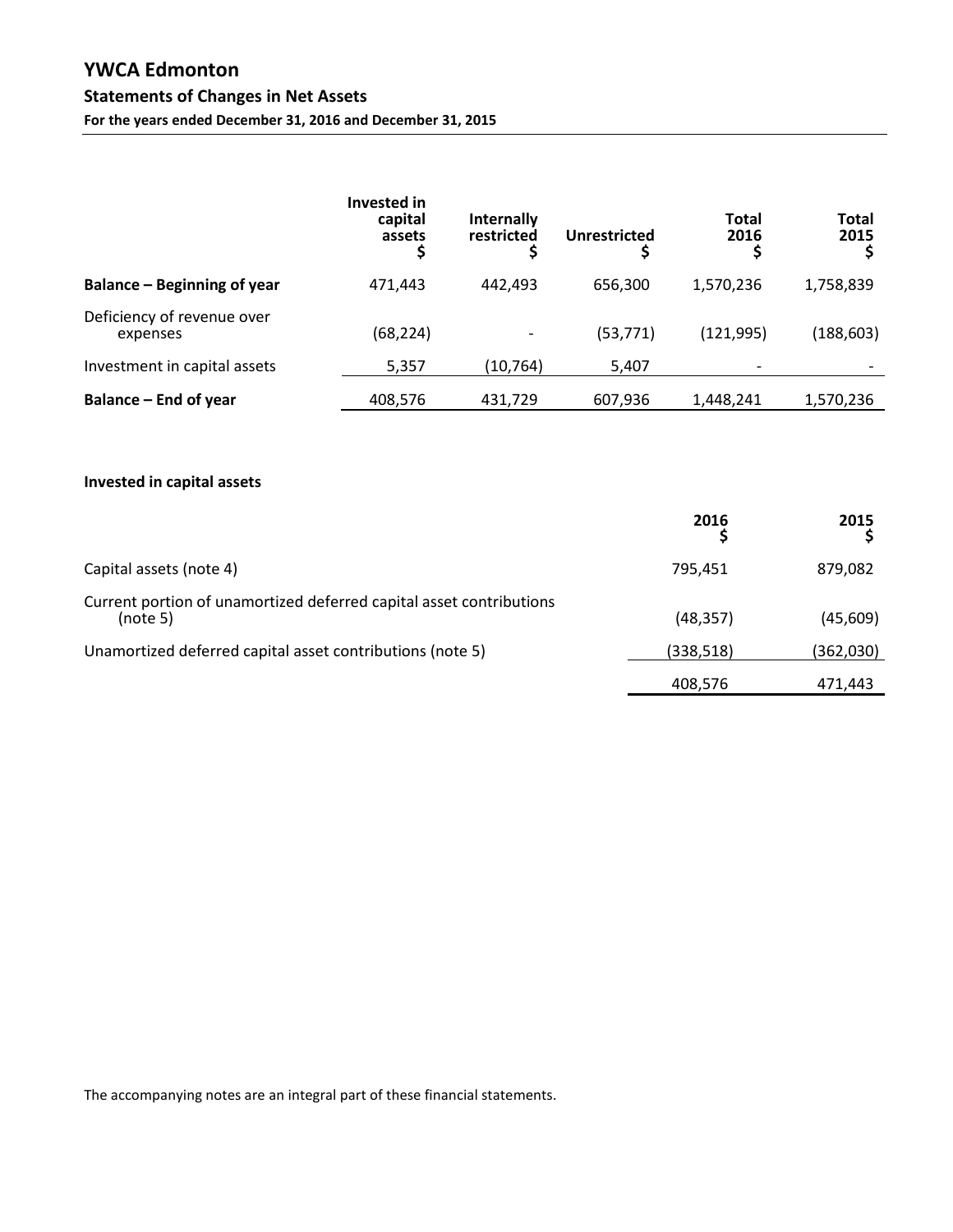# YWCA Edmonton

## Statements of Changes in Net Assets

**For the years ended December 31, 2016 and December 31, 2015**

| | Invested in capital assets $ | Internally restricted $ | Unrestricted $ | Total 2016 $ | Total 2015 $ |
|---|---|---|---|---|---|
| **Balance – Beginning of year** | 471,443 | 442,493 | 656,300 | 1,570,236 | 1,758,839 |
| Deficiency of revenue over expenses | (68,224) | - | (53,771) | (121,995) | (188,603) |
| Investment in capital assets | 5,357 | (10,764) | 5,407 | - | - |
| **Balance – End of year** | 408,576 | 431,729 | 607,936 | 1,448,241 | 1,570,236 |

**Invested in capital assets**

| | 2016 $ | 2015 $ |
|---|---|---|
| Capital assets (note 4) | 795,451 | 879,082 |
| Current portion of unamortized deferred capital asset contributions (note 5) | (48,357) | (45,609) |
| Unamortized deferred capital asset contributions (note 5) | (338,518) | (362,030) |
| | 408,576 | 471,443 |

The accompanying notes are an integral part of these financial statements.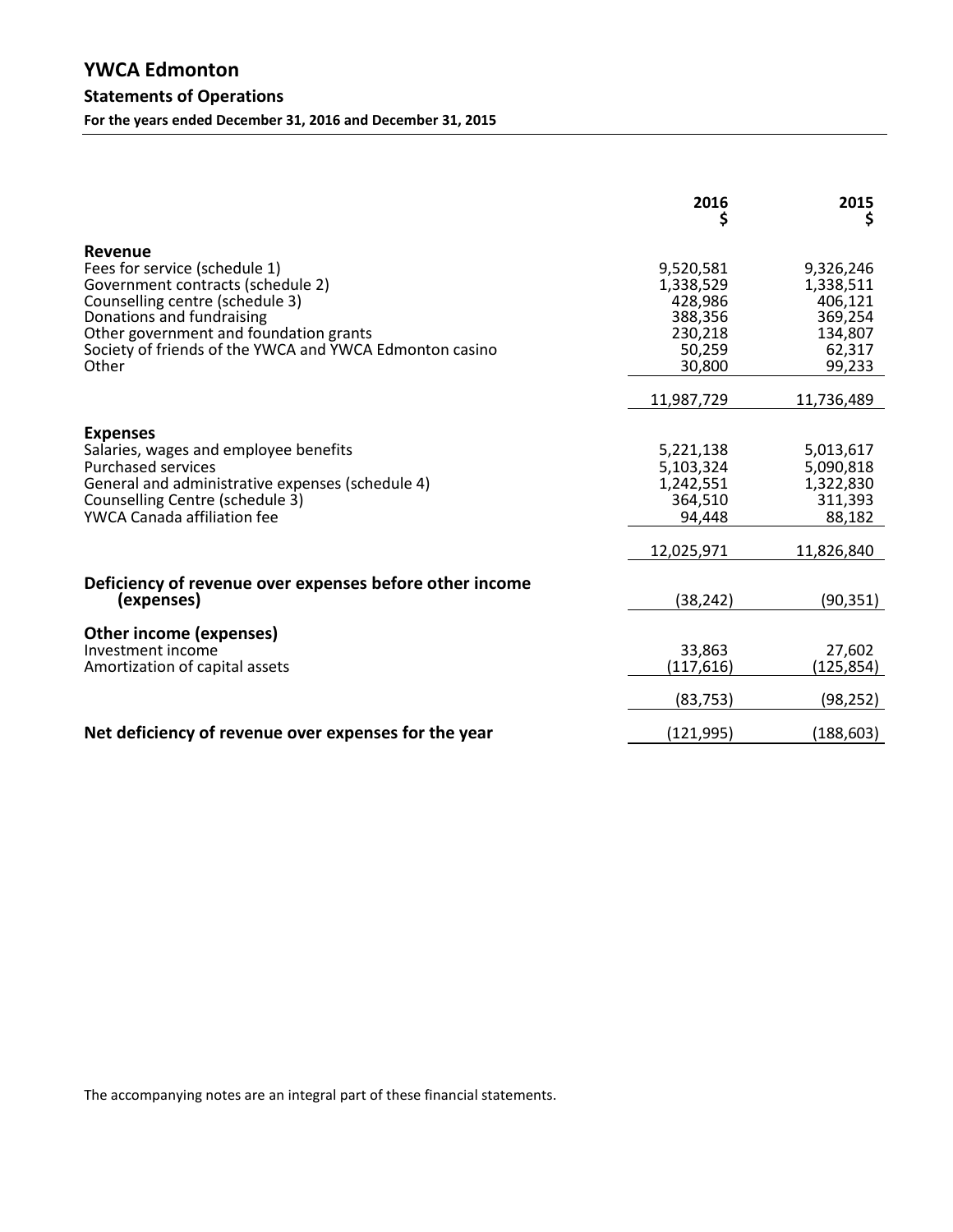# YWCA Edmonton

## Statements of Operations

**For the years ended December 31, 2016 and December 31, 2015**

| | 2016<br>$ | 2015<br>$ |
|---|---:|---:|
| **Revenue** | | |
| Fees for service (schedule 1) | 9,520,581 | 9,326,246 |
| Government contracts (schedule 2) | 1,338,529 | 1,338,511 |
| Counselling centre (schedule 3) | 428,986 | 406,121 |
| Donations and fundraising | 388,356 | 369,254 |
| Other government and foundation grants | 230,218 | 134,807 |
| Society of friends of the YWCA and YWCA Edmonton casino | 50,259 | 62,317 |
| Other | 30,800 | 99,233 |
| | 11,987,729 | 11,736,489 |
| **Expenses** | | |
| Salaries, wages and employee benefits | 5,221,138 | 5,013,617 |
| Purchased services | 5,103,324 | 5,090,818 |
| General and administrative expenses (schedule 4) | 1,242,551 | 1,322,830 |
| Counselling Centre (schedule 3) | 364,510 | 311,393 |
| YWCA Canada affiliation fee | 94,448 | 88,182 |
| | 12,025,971 | 11,826,840 |
| **Deficiency of revenue over expenses before other income (expenses)** | (38,242) | (90,351) |
| **Other income (expenses)** | | |
| Investment income | 33,863 | 27,602 |
| Amortization of capital assets | (117,616) | (125,854) |
| | (83,753) | (98,252) |
| **Net deficiency of revenue over expenses for the year** | (121,995) | (188,603) |

The accompanying notes are an integral part of these financial statements.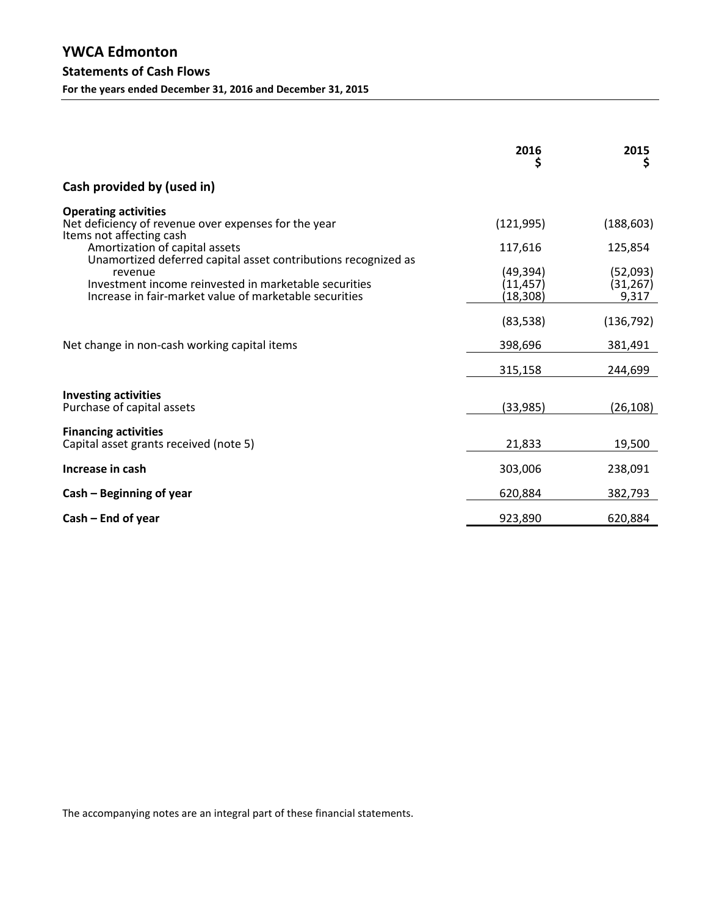# YWCA Edmonton

## Statements of Cash Flows

**For the years ended December 31, 2016 and December 31, 2015**

| | 2016<br>$ | 2015<br>$ |
|---|---|---|
| **Cash provided by (used in)** | | |
| **Operating activities** | | |
| Net deficiency of revenue over expenses for the year | (121,995) | (188,603) |
| Items not affecting cash | | |
| Amortization of capital assets | 117,616 | 125,854 |
| Unamortized deferred capital asset contributions recognized as revenue | (49,394) | (52,093) |
| Investment income reinvested in marketable securities | (11,457) | (31,267) |
| Increase in fair-market value of marketable securities | (18,308) | 9,317 |
| | (83,538) | (136,792) |
| Net change in non-cash working capital items | 398,696 | 381,491 |
| | 315,158 | 244,699 |
| **Investing activities** | | |
| Purchase of capital assets | (33,985) | (26,108) |
| **Financing activities** | | |
| Capital asset grants received (note 5) | 21,833 | 19,500 |
| **Increase in cash** | 303,006 | 238,091 |
| **Cash – Beginning of year** | 620,884 | 382,793 |
| **Cash – End of year** | 923,890 | 620,884 |

The accompanying notes are an integral part of these financial statements.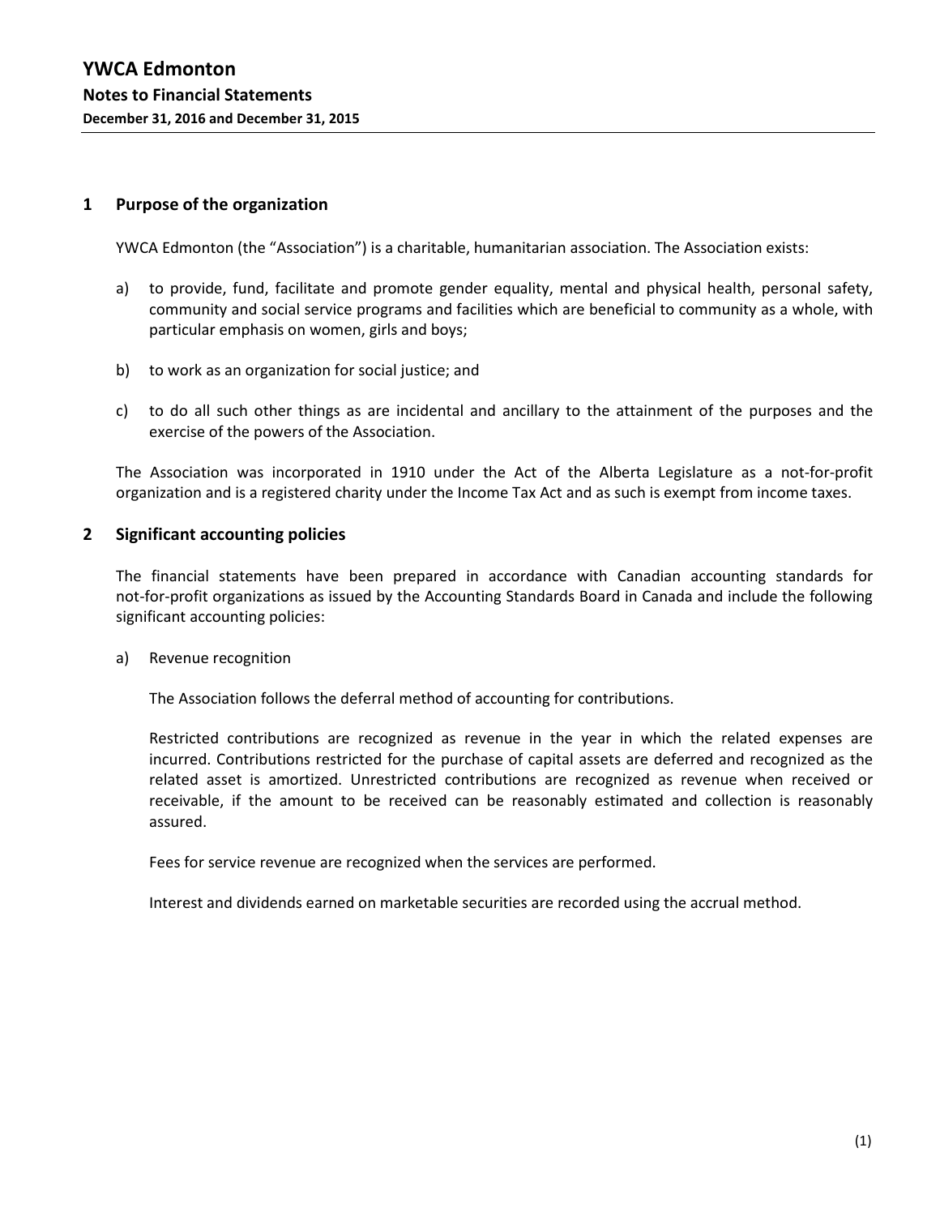# YWCA Edmonton

## Notes to Financial Statements

**December 31, 2016 and December 31, 2015**

### 1 Purpose of the organization

YWCA Edmonton (the "Association") is a charitable, humanitarian association. The Association exists:

a) to provide, fund, facilitate and promote gender equality, mental and physical health, personal safety, community and social service programs and facilities which are beneficial to community as a whole, with particular emphasis on women, girls and boys;

b) to work as an organization for social justice; and

c) to do all such other things as are incidental and ancillary to the attainment of the purposes and the exercise of the powers of the Association.

The Association was incorporated in 1910 under the Act of the Alberta Legislature as a not-for-profit organization and is a registered charity under the Income Tax Act and as such is exempt from income taxes.

### 2 Significant accounting policies

The financial statements have been prepared in accordance with Canadian accounting standards for not-for-profit organizations as issued by the Accounting Standards Board in Canada and include the following significant accounting policies:

a) Revenue recognition

The Association follows the deferral method of accounting for contributions.

Restricted contributions are recognized as revenue in the year in which the related expenses are incurred. Contributions restricted for the purchase of capital assets are deferred and recognized as the related asset is amortized. Unrestricted contributions are recognized as revenue when received or receivable, if the amount to be received can be reasonably estimated and collection is reasonably assured.

Fees for service revenue are recognized when the services are performed.

Interest and dividends earned on marketable securities are recorded using the accrual method.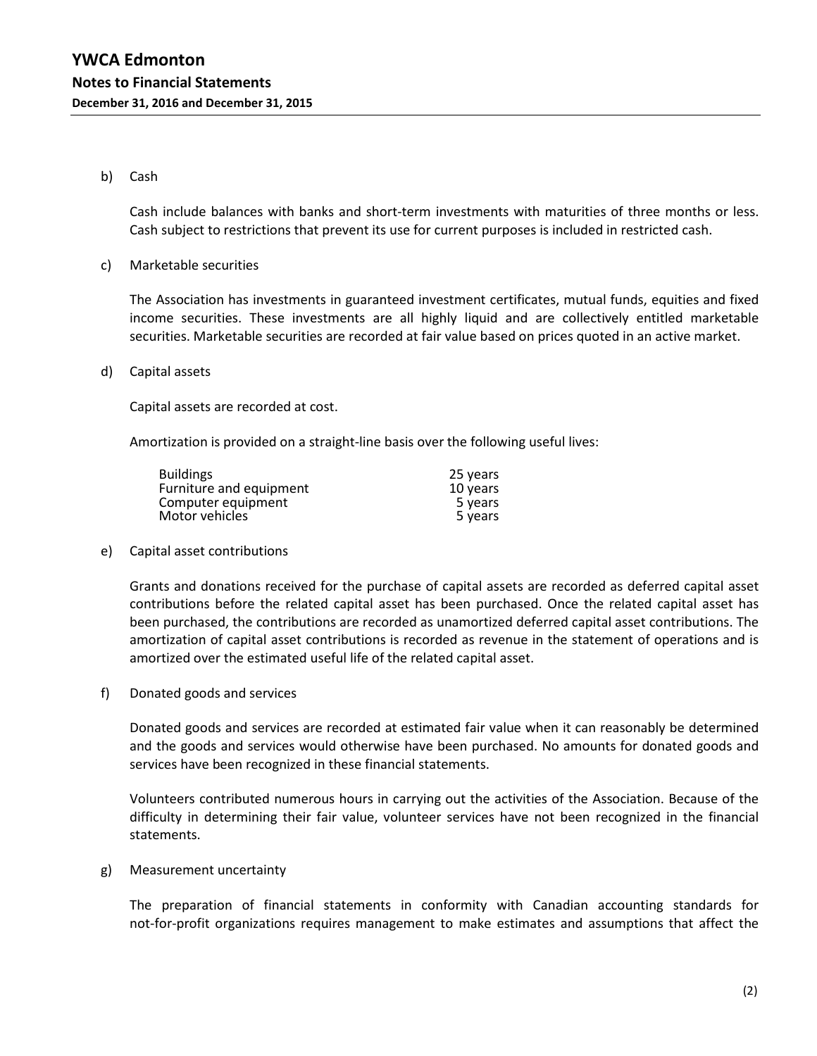b) Cash

Cash include balances with banks and short-term investments with maturities of three months or less. Cash subject to restrictions that prevent its use for current purposes is included in restricted cash.

c) Marketable securities

The Association has investments in guaranteed investment certificates, mutual funds, equities and fixed income securities. These investments are all highly liquid and are collectively entitled marketable securities. Marketable securities are recorded at fair value based on prices quoted in an active market.

d) Capital assets

Capital assets are recorded at cost.

Amortization is provided on a straight-line basis over the following useful lives:

| | |
|---|---|
| Buildings | 25 years |
| Furniture and equipment | 10 years |
| Computer equipment | 5 years |
| Motor vehicles | 5 years |

e) Capital asset contributions

Grants and donations received for the purchase of capital assets are recorded as deferred capital asset contributions before the related capital asset has been purchased. Once the related capital asset has been purchased, the contributions are recorded as unamortized deferred capital asset contributions. The amortization of capital asset contributions is recorded as revenue in the statement of operations and is amortized over the estimated useful life of the related capital asset.

f) Donated goods and services

Donated goods and services are recorded at estimated fair value when it can reasonably be determined and the goods and services would otherwise have been purchased. No amounts for donated goods and services have been recognized in these financial statements.

Volunteers contributed numerous hours in carrying out the activities of the Association. Because of the difficulty in determining their fair value, volunteer services have not been recognized in the financial statements.

g) Measurement uncertainty

The preparation of financial statements in conformity with Canadian accounting standards for not-for-profit organizations requires management to make estimates and assumptions that affect the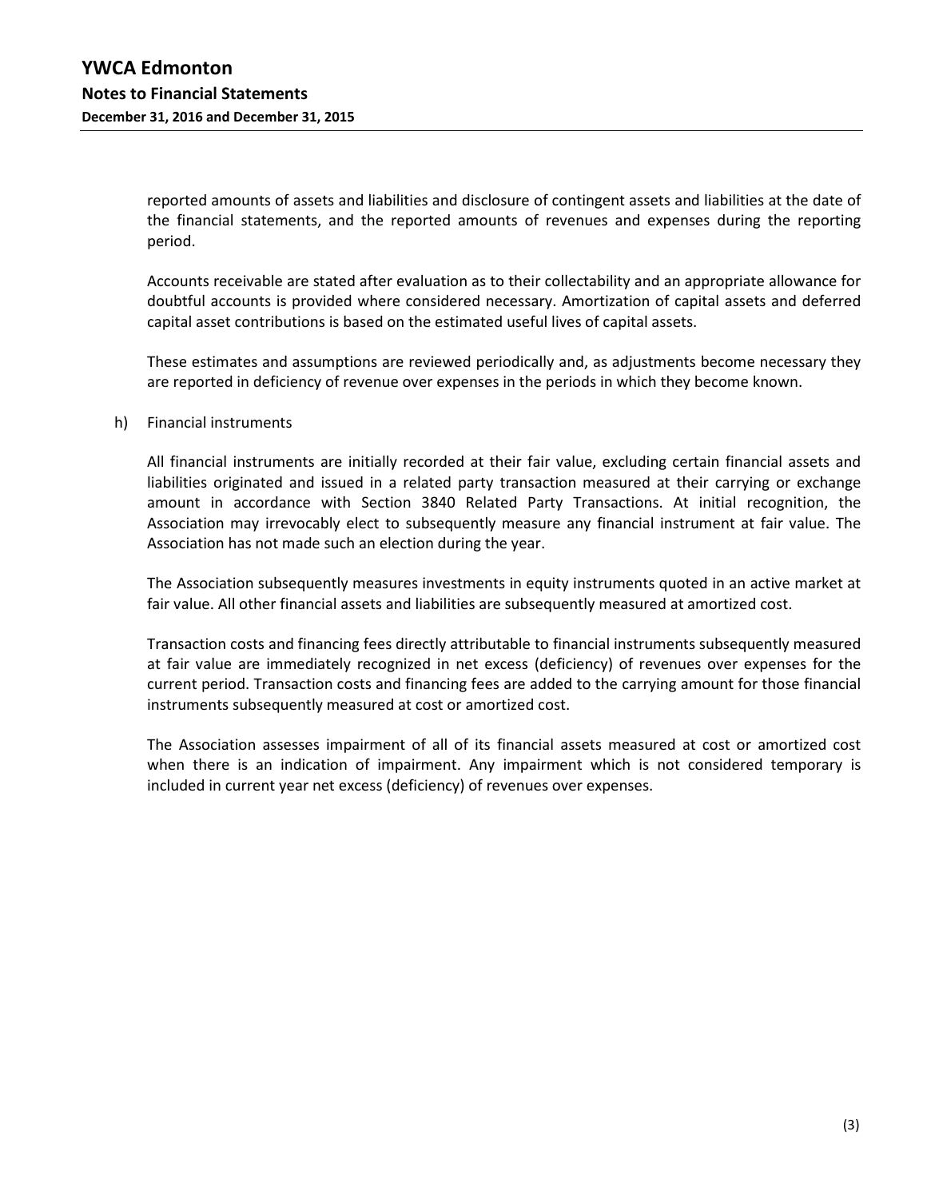reported amounts of assets and liabilities and disclosure of contingent assets and liabilities at the date of the financial statements, and the reported amounts of revenues and expenses during the reporting period.

Accounts receivable are stated after evaluation as to their collectability and an appropriate allowance for doubtful accounts is provided where considered necessary. Amortization of capital assets and deferred capital asset contributions is based on the estimated useful lives of capital assets.

These estimates and assumptions are reviewed periodically and, as adjustments become necessary they are reported in deficiency of revenue over expenses in the periods in which they become known.

h) Financial instruments

All financial instruments are initially recorded at their fair value, excluding certain financial assets and liabilities originated and issued in a related party transaction measured at their carrying or exchange amount in accordance with Section 3840 Related Party Transactions. At initial recognition, the Association may irrevocably elect to subsequently measure any financial instrument at fair value. The Association has not made such an election during the year.

The Association subsequently measures investments in equity instruments quoted in an active market at fair value. All other financial assets and liabilities are subsequently measured at amortized cost.

Transaction costs and financing fees directly attributable to financial instruments subsequently measured at fair value are immediately recognized in net excess (deficiency) of revenues over expenses for the current period. Transaction costs and financing fees are added to the carrying amount for those financial instruments subsequently measured at cost or amortized cost.

The Association assesses impairment of all of its financial assets measured at cost or amortized cost when there is an indication of impairment. Any impairment which is not considered temporary is included in current year net excess (deficiency) of revenues over expenses.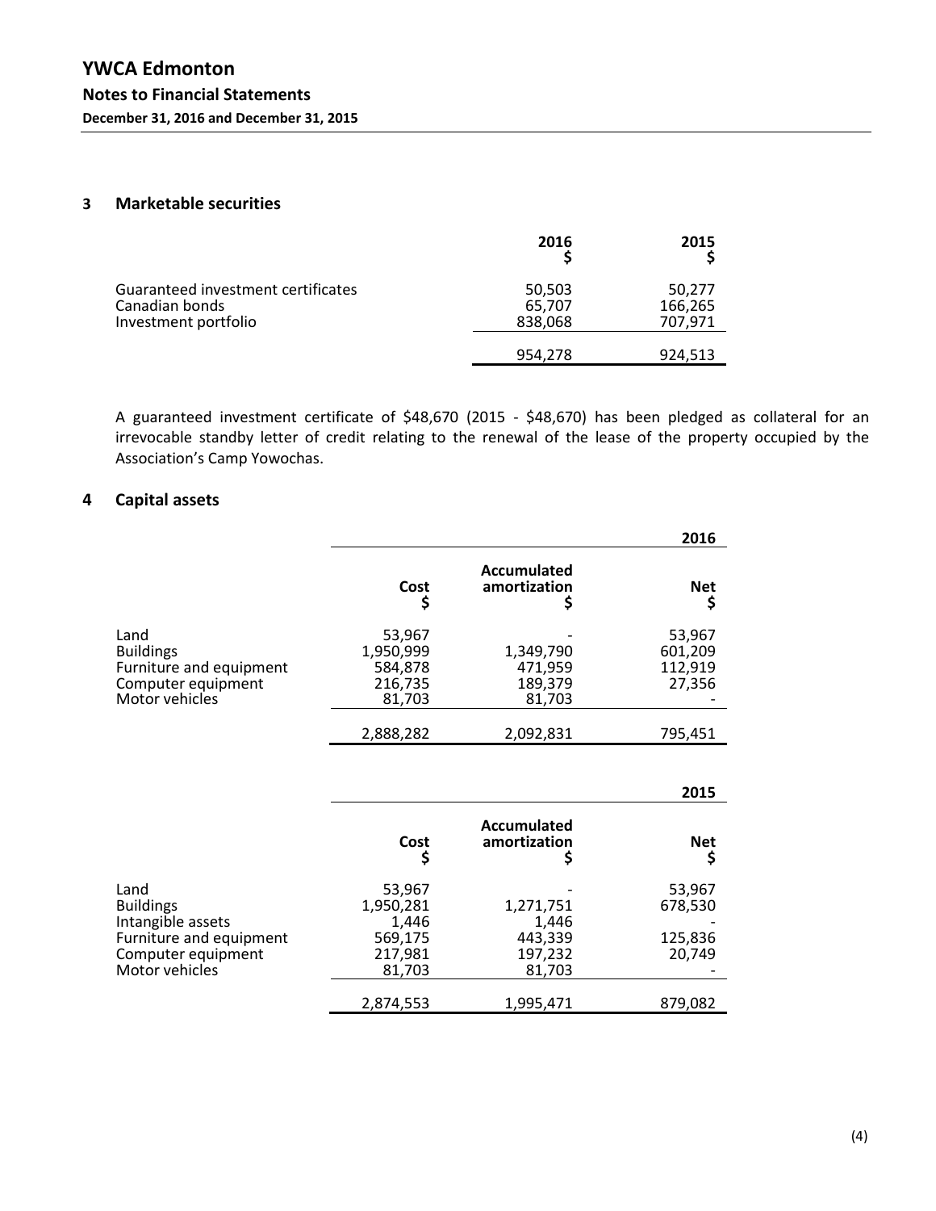# YWCA Edmonton

## Notes to Financial Statements

**December 31, 2016 and December 31, 2015**

### 3 Marketable securities

| | 2016<br>$ | 2015<br>$ |
|---|---:|---:|
| Guaranteed investment certificates | 50,503 | 50,277 |
| Canadian bonds | 65,707 | 166,265 |
| Investment portfolio | 838,068 | 707,971 |
| | 954,278 | 924,513 |

A guaranteed investment certificate of $48,670 (2015 - $48,670) has been pledged as collateral for an irrevocable standby letter of credit relating to the renewal of the lease of the property occupied by the Association's Camp Yowochas.

### 4 Capital assets

| | | | 2016 |
|---|---:|---:|---:|
| | Cost<br>$ | Accumulated amortization<br>$ | Net<br>$ |
| Land | 53,967 | - | 53,967 |
| Buildings | 1,950,999 | 1,349,790 | 601,209 |
| Furniture and equipment | 584,878 | 471,959 | 112,919 |
| Computer equipment | 216,735 | 189,379 | 27,356 |
| Motor vehicles | 81,703 | 81,703 | - |
| | 2,888,282 | 2,092,831 | 795,451 |

| | | | 2015 |
|---|---:|---:|---:|
| | Cost<br>$ | Accumulated amortization<br>$ | Net<br>$ |
| Land | 53,967 | - | 53,967 |
| Buildings | 1,950,281 | 1,271,751 | 678,530 |
| Intangible assets | 1,446 | 1,446 | - |
| Furniture and equipment | 569,175 | 443,339 | 125,836 |
| Computer equipment | 217,981 | 197,232 | 20,749 |
| Motor vehicles | 81,703 | 81,703 | - |
| | 2,874,553 | 1,995,471 | 879,082 |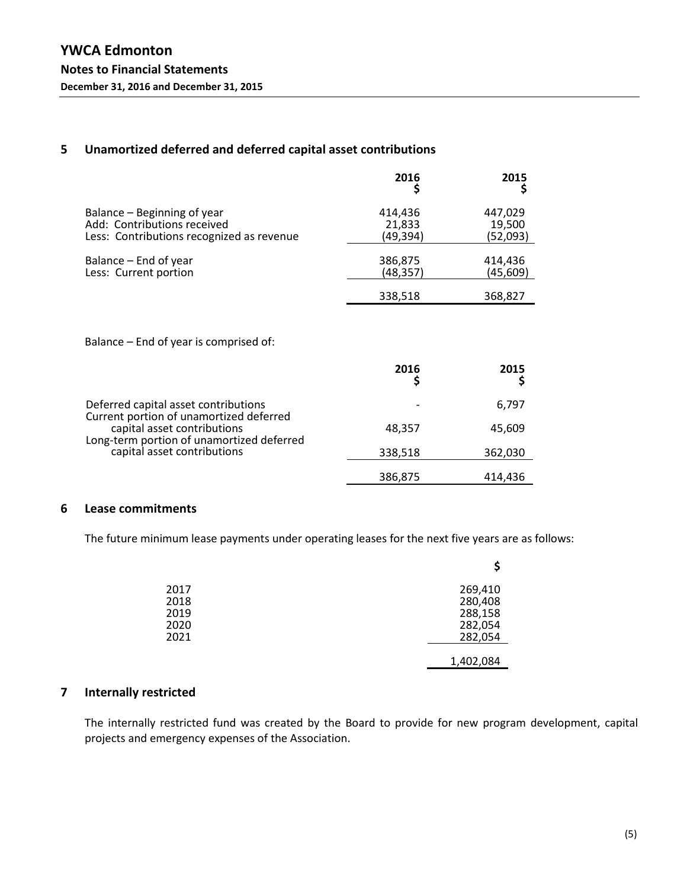# YWCA Edmonton

## Notes to Financial Statements

**December 31, 2016 and December 31, 2015**

### 5 Unamortized deferred and deferred capital asset contributions

| | 2016 $ | 2015 $ |
|---|---|---|
| Balance – Beginning of year | 414,436 | 447,029 |
| Add: Contributions received | 21,833 | 19,500 |
| Less: Contributions recognized as revenue | (49,394) | (52,093) |
| Balance – End of year | 386,875 | 414,436 |
| Less: Current portion | (48,357) | (45,609) |
| | 338,518 | 368,827 |

Balance – End of year is comprised of:

| | 2016 $ | 2015 $ |
|---|---|---|
| Deferred capital asset contributions | - | 6,797 |
| Current portion of unamortized deferred capital asset contributions | 48,357 | 45,609 |
| Long-term portion of unamortized deferred capital asset contributions | 338,518 | 362,030 |
| | 386,875 | 414,436 |

### 6 Lease commitments

The future minimum lease payments under operating leases for the next five years are as follows:

| | $ |
|---|---|
| 2017 | 269,410 |
| 2018 | 280,408 |
| 2019 | 288,158 |
| 2020 | 282,054 |
| 2021 | 282,054 |
| | 1,402,084 |

### 7 Internally restricted

The internally restricted fund was created by the Board to provide for new program development, capital projects and emergency expenses of the Association.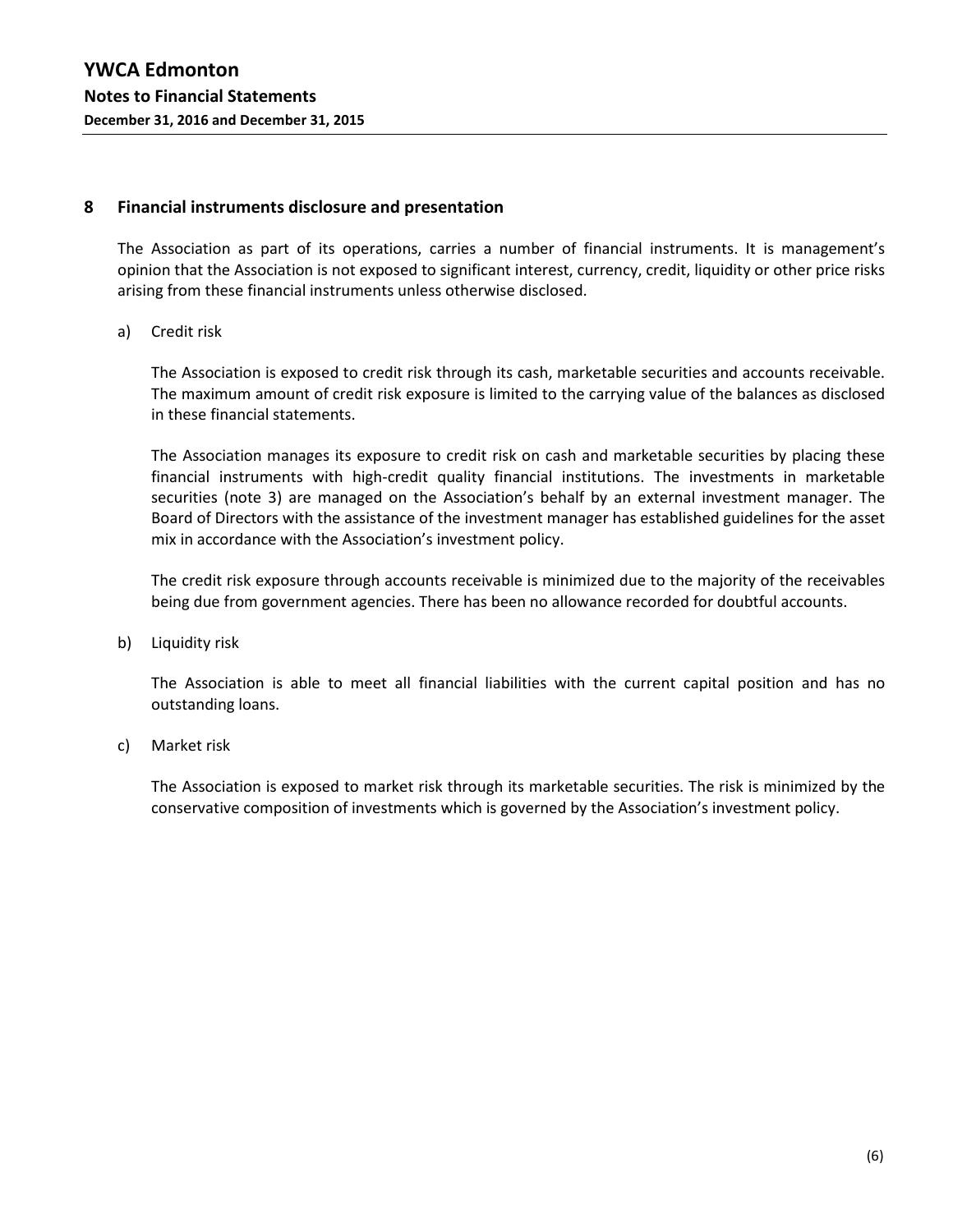## 8 Financial instruments disclosure and presentation

The Association as part of its operations, carries a number of financial instruments. It is management's opinion that the Association is not exposed to significant interest, currency, credit, liquidity or other price risks arising from these financial instruments unless otherwise disclosed.

a) Credit risk

The Association is exposed to credit risk through its cash, marketable securities and accounts receivable. The maximum amount of credit risk exposure is limited to the carrying value of the balances as disclosed in these financial statements.

The Association manages its exposure to credit risk on cash and marketable securities by placing these financial instruments with high-credit quality financial institutions. The investments in marketable securities (note 3) are managed on the Association's behalf by an external investment manager. The Board of Directors with the assistance of the investment manager has established guidelines for the asset mix in accordance with the Association's investment policy.

The credit risk exposure through accounts receivable is minimized due to the majority of the receivables being due from government agencies. There has been no allowance recorded for doubtful accounts.

b) Liquidity risk

The Association is able to meet all financial liabilities with the current capital position and has no outstanding loans.

c) Market risk

The Association is exposed to market risk through its marketable securities. The risk is minimized by the conservative composition of investments which is governed by the Association's investment policy.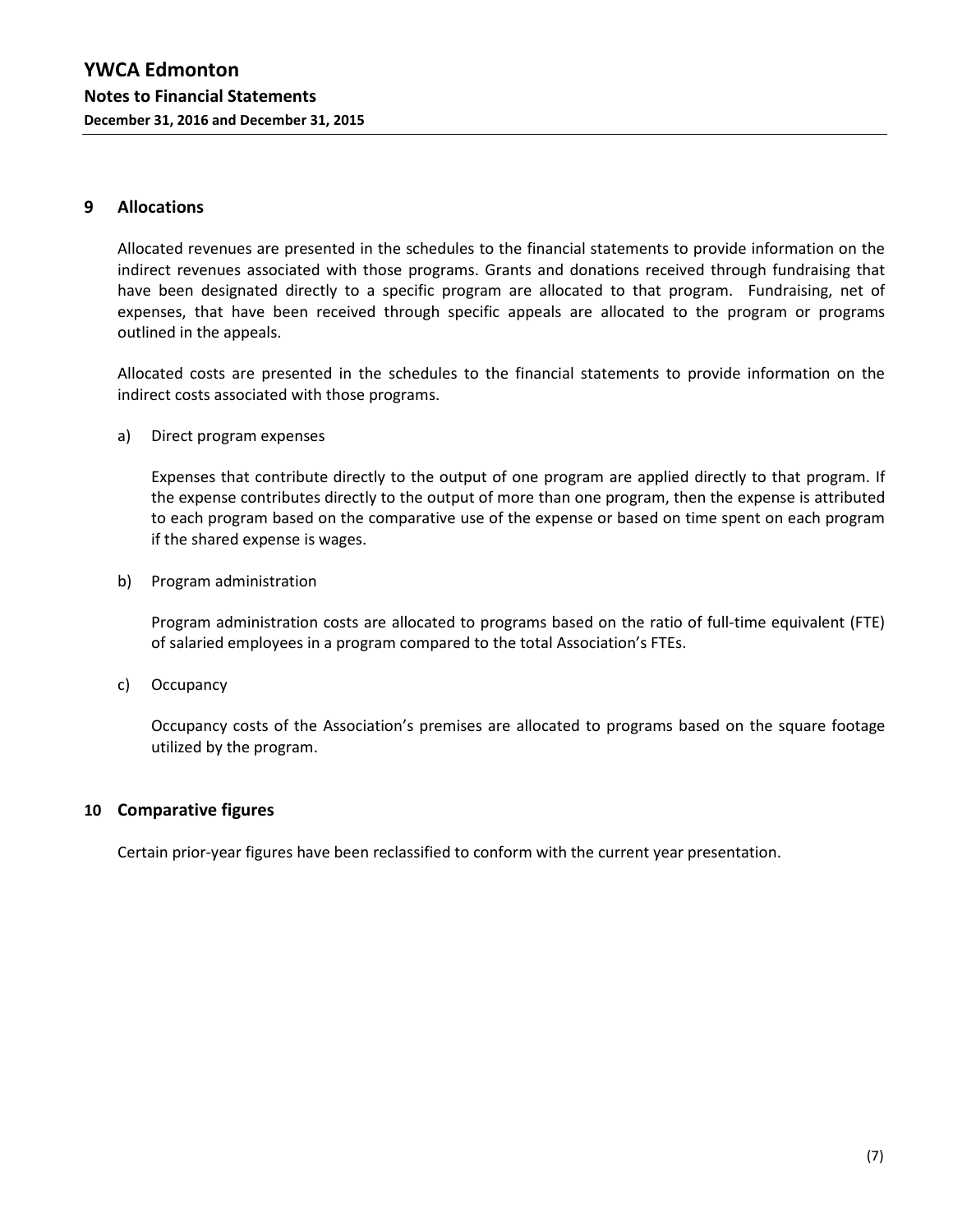## 9 Allocations

Allocated revenues are presented in the schedules to the financial statements to provide information on the indirect revenues associated with those programs. Grants and donations received through fundraising that have been designated directly to a specific program are allocated to that program. Fundraising, net of expenses, that have been received through specific appeals are allocated to the program or programs outlined in the appeals.

Allocated costs are presented in the schedules to the financial statements to provide information on the indirect costs associated with those programs.

a) Direct program expenses

Expenses that contribute directly to the output of one program are applied directly to that program. If the expense contributes directly to the output of more than one program, then the expense is attributed to each program based on the comparative use of the expense or based on time spent on each program if the shared expense is wages.

b) Program administration

Program administration costs are allocated to programs based on the ratio of full-time equivalent (FTE) of salaried employees in a program compared to the total Association's FTEs.

c) Occupancy

Occupancy costs of the Association's premises are allocated to programs based on the square footage utilized by the program.

## 10 Comparative figures

Certain prior-year figures have been reclassified to conform with the current year presentation.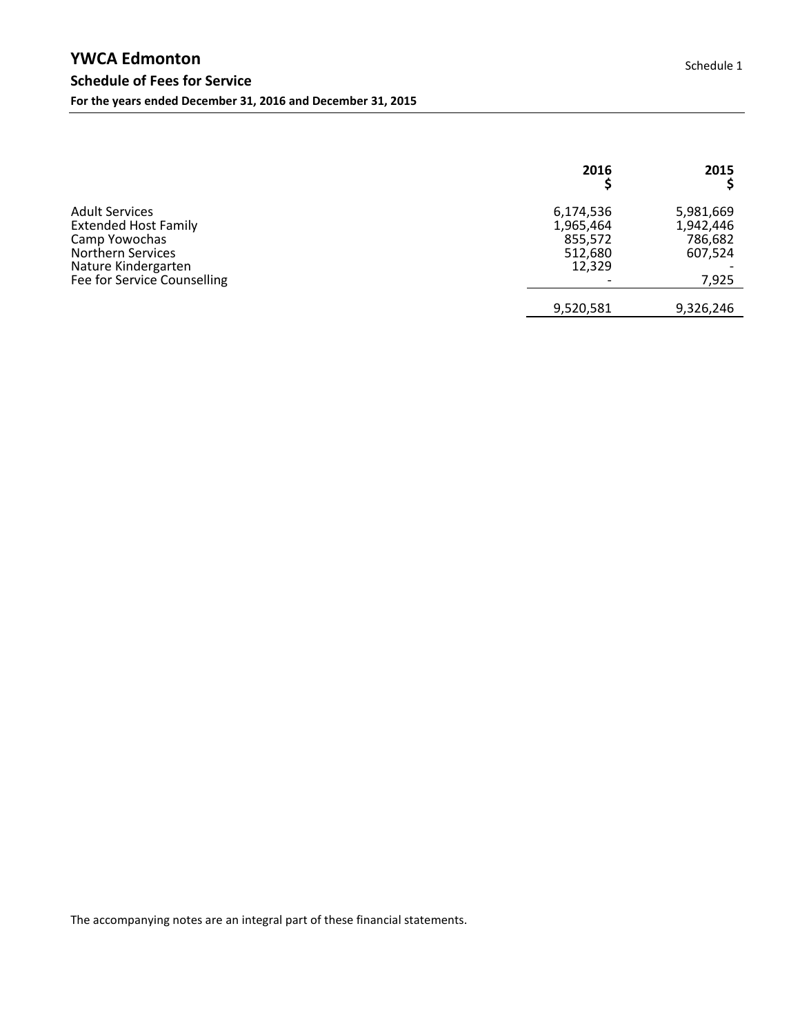# YWCA Edmonton

## Schedule of Fees for Service

**For the years ended December 31, 2016 and December 31, 2015**

Schedule 1

| | 2016<br>$ | 2015<br>$ |
|---|---|---|
| Adult Services | 6,174,536 | 5,981,669 |
| Extended Host Family | 1,965,464 | 1,942,446 |
| Camp Yowochas | 855,572 | 786,682 |
| Northern Services | 512,680 | 607,524 |
| Nature Kindergarten | 12,329 | - |
| Fee for Service Counselling | - | 7,925 |
| | 9,520,581 | 9,326,246 |

The accompanying notes are an integral part of these financial statements.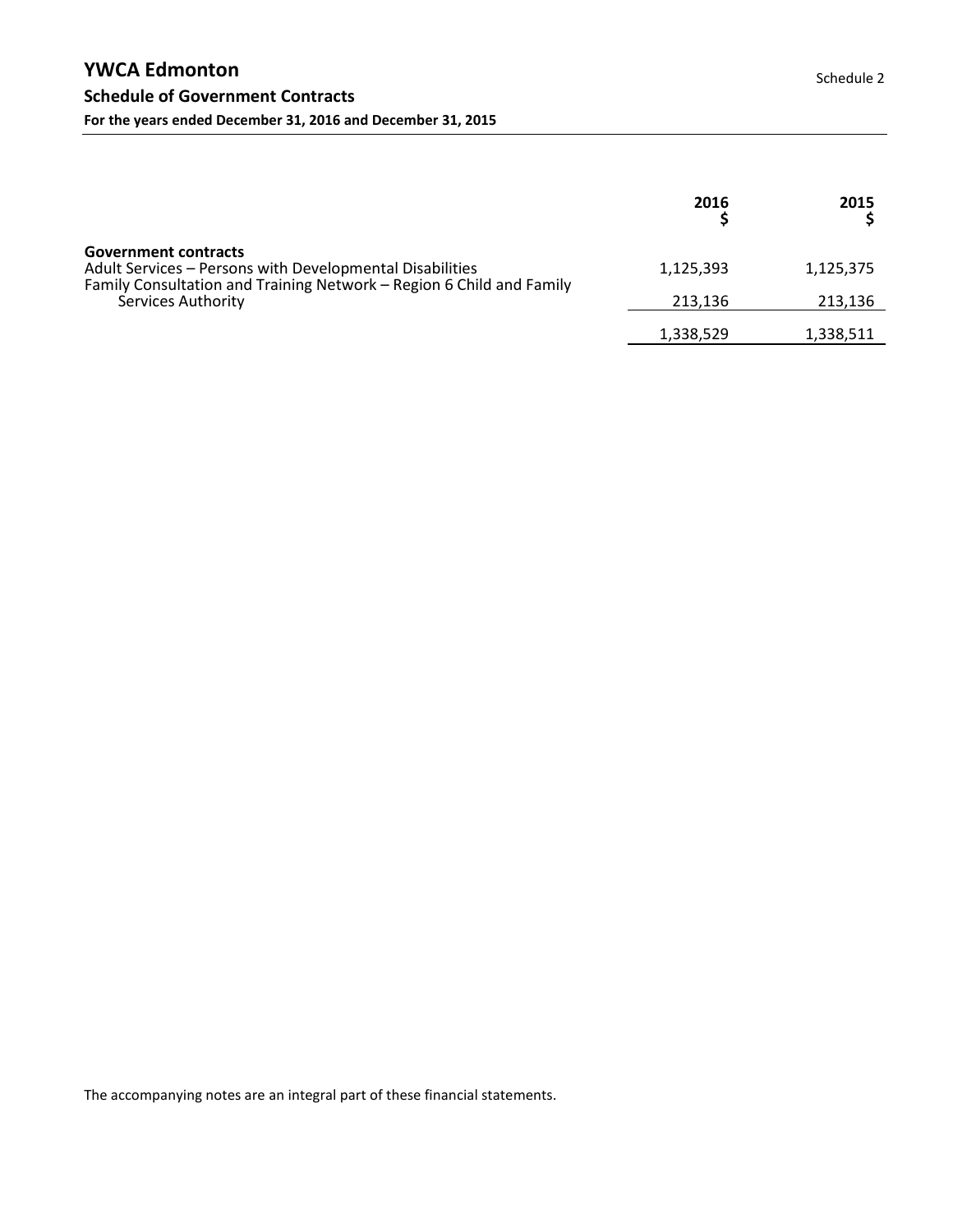# YWCA Edmonton

## Schedule of Government Contracts

**For the years ended December 31, 2016 and December 31, 2015**

Schedule 2

| | 2016<br>$ | 2015<br>$ |
|---|---|---|
| **Government contracts** | | |
| Adult Services – Persons with Developmental Disabilities | 1,125,393 | 1,125,375 |
| Family Consultation and Training Network – Region 6 Child and Family Services Authority | 213,136 | 213,136 |
| | 1,338,529 | 1,338,511 |

The accompanying notes are an integral part of these financial statements.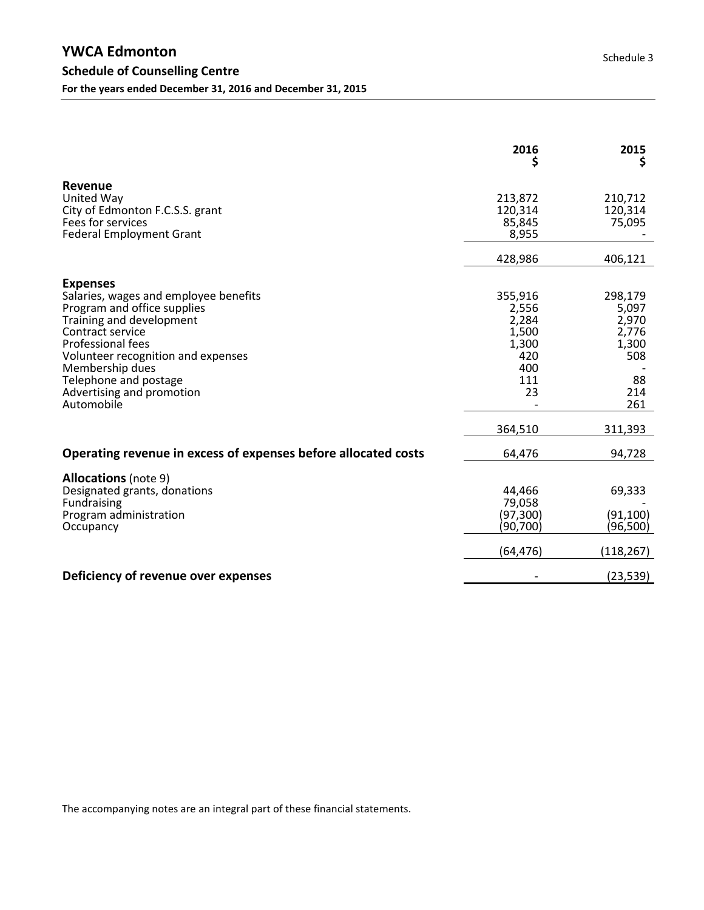# YWCA Edmonton

## Schedule of Counselling Centre

**For the years ended December 31, 2016 and December 31, 2015**

Schedule 3

| | 2016<br>$ | 2015<br>$ |
|---|---|---|
| **Revenue** | | |
| United Way | 213,872 | 210,712 |
| City of Edmonton F.C.S.S. grant | 120,314 | 120,314 |
| Fees for services | 85,845 | 75,095 |
| Federal Employment Grant | 8,955 | - |
| | 428,986 | 406,121 |
| **Expenses** | | |
| Salaries, wages and employee benefits | 355,916 | 298,179 |
| Program and office supplies | 2,556 | 5,097 |
| Training and development | 2,284 | 2,970 |
| Contract service | 1,500 | 2,776 |
| Professional fees | 1,300 | 1,300 |
| Volunteer recognition and expenses | 420 | 508 |
| Membership dues | 400 | - |
| Telephone and postage | 111 | 88 |
| Advertising and promotion | 23 | 214 |
| Automobile | - | 261 |
| | 364,510 | 311,393 |
| **Operating revenue in excess of expenses before allocated costs** | 64,476 | 94,728 |
| **Allocations** (note 9) | | |
| Designated grants, donations | 44,466 | 69,333 |
| Fundraising | 79,058 | - |
| Program administration | (97,300) | (91,100) |
| Occupancy | (90,700) | (96,500) |
| | (64,476) | (118,267) |
| **Deficiency of revenue over expenses** | - | (23,539) |

The accompanying notes are an integral part of these financial statements.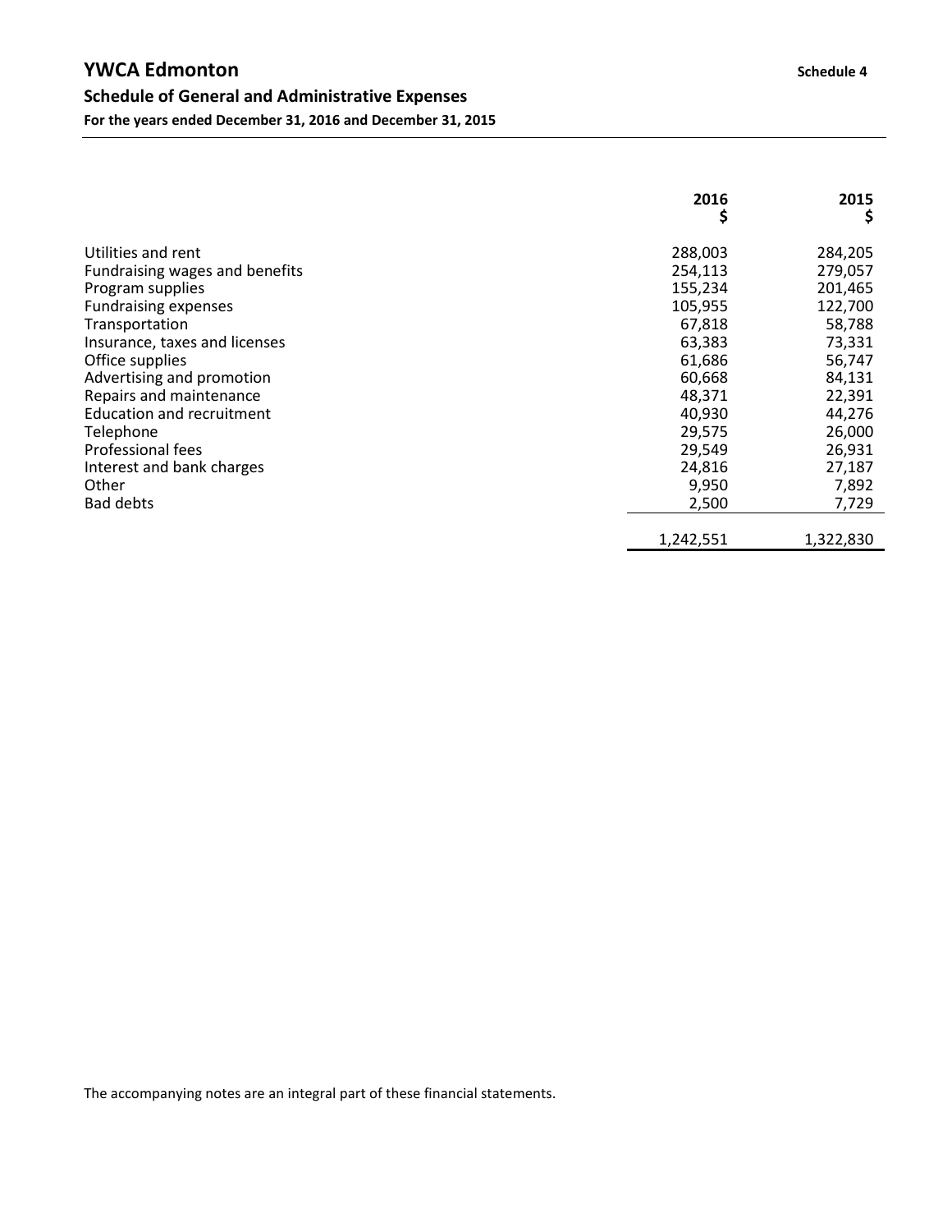# YWCA Edmonton

Schedule 4

## Schedule of General and Administrative Expenses

**For the years ended December 31, 2016 and December 31, 2015**

| | 2016 $ | 2015 $ |
|---|---|---|
| Utilities and rent | 288,003 | 284,205 |
| Fundraising wages and benefits | 254,113 | 279,057 |
| Program supplies | 155,234 | 201,465 |
| Fundraising expenses | 105,955 | 122,700 |
| Transportation | 67,818 | 58,788 |
| Insurance, taxes and licenses | 63,383 | 73,331 |
| Office supplies | 61,686 | 56,747 |
| Advertising and promotion | 60,668 | 84,131 |
| Repairs and maintenance | 48,371 | 22,391 |
| Education and recruitment | 40,930 | 44,276 |
| Telephone | 29,575 | 26,000 |
| Professional fees | 29,549 | 26,931 |
| Interest and bank charges | 24,816 | 27,187 |
| Other | 9,950 | 7,892 |
| Bad debts | 2,500 | 7,729 |
| | 1,242,551 | 1,322,830 |

The accompanying notes are an integral part of these financial statements.